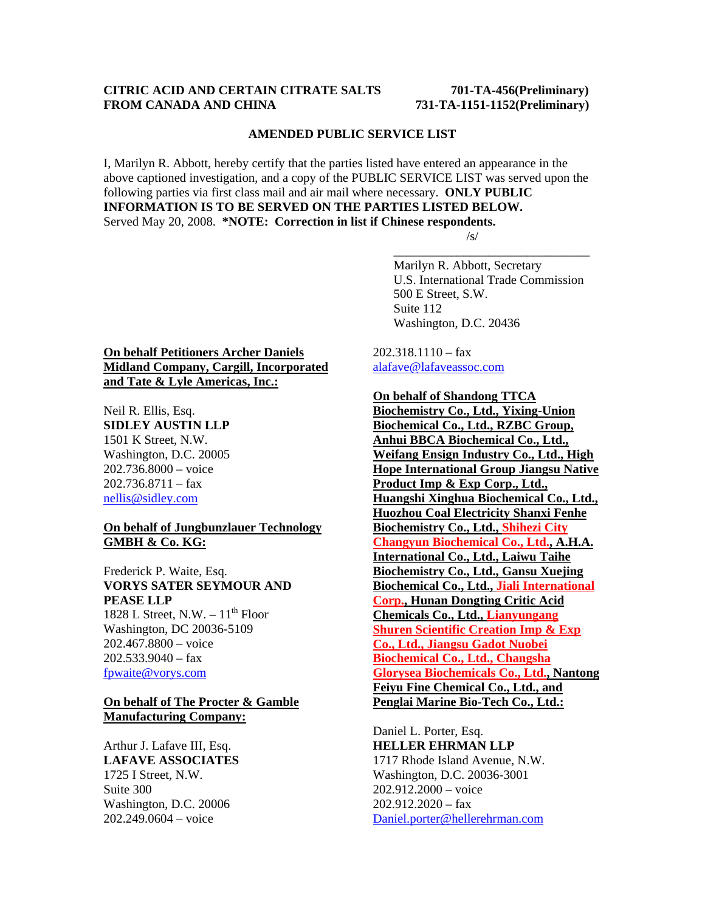**CITRIC ACID AND CERTAIN CITRATE SALTS FROM CANADA AND CHINA**

**701-TA-456(Preliminary)**
**731-TA-1151-1152(Preliminary)**

**AMENDED PUBLIC SERVICE LIST**

I, Marilyn R. Abbott, hereby certify that the parties listed have entered an appearance in the above captioned investigation, and a copy of the PUBLIC SERVICE LIST was served upon the following parties via first class mail and air mail where necessary. **ONLY PUBLIC INFORMATION IS TO BE SERVED ON THE PARTIES LISTED BELOW.**
Served May 20, 2008. ***NOTE: Correction in list if Chinese respondents.**

/s/
\_\_\_\_\_\_\_\_\_\_\_\_\_\_\_\_\_\_\_\_\_\_\_\_\_\_\_\_\_\_\_\_
Marilyn R. Abbott, Secretary
U.S. International Trade Commission
500 E Street, S.W.
Suite 112
Washington, D.C. 20436

**On behalf Petitioners Archer Daniels Midland Company, Cargill, Incorporated and Tate & Lyle Americas, Inc.:**

Neil R. Ellis, Esq.
**SIDLEY AUSTIN LLP**
1501 K Street, N.W.
Washington, D.C. 20005
202.736.8000 – voice
202.736.8711 – fax
nellis@sidley.com

**On behalf of Jungbunzlauer Technology GMBH & Co. KG:**

Frederick P. Waite, Esq.
**VORYS SATER SEYMOUR AND PEASE LLP**
1828 L Street, N.W. – 11th Floor
Washington, DC 20036-5109
202.467.8800 – voice
202.533.9040 – fax
fpwaite@vorys.com

**On behalf of The Procter & Gamble Manufacturing Company:**

Arthur J. Lafave III, Esq.
**LAFAVE ASSOCIATES**
1725 I Street, N.W.
Suite 300
Washington, D.C. 20006
202.249.0604 – voice
202.318.1110 – fax
alafave@lafaveassoc.com

**On behalf of Shandong TTCA Biochemistry Co., Ltd., Yixing-Union Biochemical Co., Ltd., RZBC Group, Anhui BBCA Biochemical Co., Ltd., Weifang Ensign Industry Co., Ltd., High Hope International Group Jiangsu Native Product Imp & Exp Corp., Ltd., Huangshi Xinghua Biochemical Co., Ltd., Huozhou Coal Electricity Shanxi Fenhe Biochemistry Co., Ltd., Shihezi City Changyun Biochemical Co., Ltd., A.H.A. International Co., Ltd., Laiwu Taihe Biochemistry Co., Ltd., Gansu Xuejing Biochemical Co., Ltd., Jiali International Corp., Hunan Dongting Critic Acid Chemicals Co., Ltd., Lianyungang Shuren Scientific Creation Imp & Exp Co., Ltd., Jiangsu Gadot Nuobei Biochemical Co., Ltd., Changsha Glorysea Biochemicals Co., Ltd., Nantong Feiyu Fine Chemical Co., Ltd., and Penglai Marine Bio-Tech Co., Ltd.:**

Daniel L. Porter, Esq.
**HELLER EHRMAN LLP**
1717 Rhode Island Avenue, N.W.
Washington, D.C. 20036-3001
202.912.2000 – voice
202.912.2020 – fax
Daniel.porter@hellerehrman.com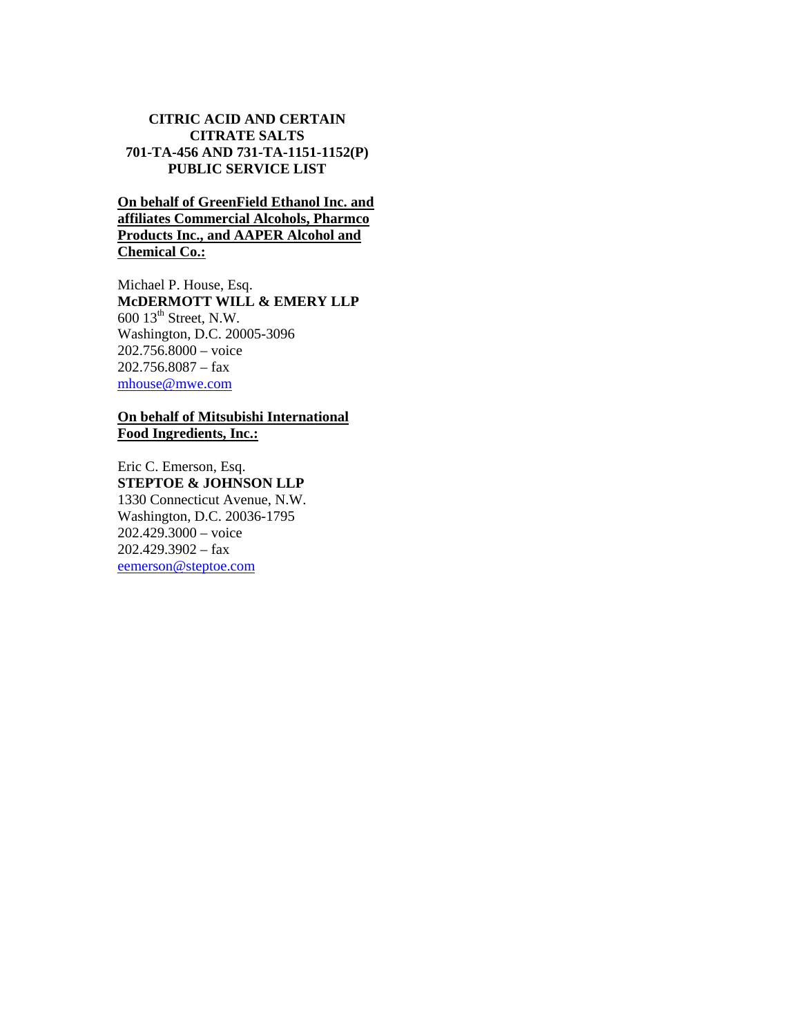**CITRIC ACID AND CERTAIN CITRATE SALTS 701-TA-456 AND 731-TA-1151-1152(P) PUBLIC SERVICE LIST**

**On behalf of GreenField Ethanol Inc. and affiliates Commercial Alcohols, Pharmco Products Inc., and AAPER Alcohol and Chemical Co.:**

Michael P. House, Esq.
**McDERMOTT WILL & EMERY LLP**
600 13th Street, N.W.
Washington, D.C. 20005-3096
202.756.8000 – voice
202.756.8087 – fax
mhouse@mwe.com

**On behalf of Mitsubishi International Food Ingredients, Inc.:**

Eric C. Emerson, Esq.
**STEPTOE & JOHNSON LLP**
1330 Connecticut Avenue, N.W.
Washington, D.C. 20036-1795
202.429.3000 – voice
202.429.3902 – fax
eemerson@steptoe.com